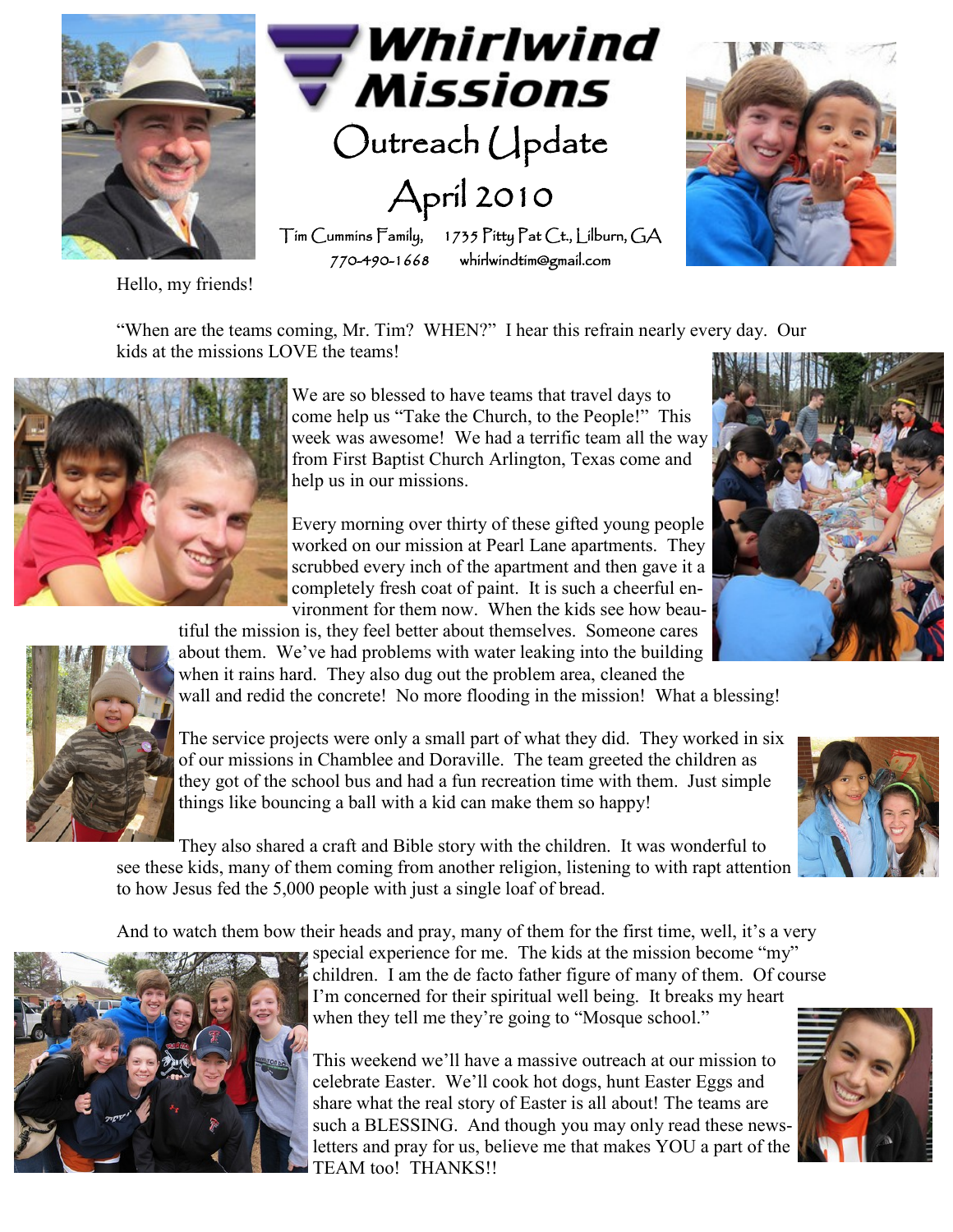# Whirlwind Missions

## Outreach Update

## April 2010

Tim Cummins Family, 1735 Pitty Pat Ct., Lilburn, GA
770-490-1668 whirlwindtim@gmail.com

Hello, my friends!

"When are the teams coming, Mr. Tim? WHEN?" I hear this refrain nearly every day. Our kids at the missions LOVE the teams!

We are so blessed to have teams that travel days to come help us "Take the Church, to the People!" This week was awesome! We had a terrific team all the way from First Baptist Church Arlington, Texas come and help us in our missions.

Every morning over thirty of these gifted young people worked on our mission at Pearl Lane apartments. They scrubbed every inch of the apartment and then gave it a completely fresh coat of paint. It is such a cheerful environment for them now. When the kids see how beautiful the mission is, they feel better about themselves. Someone cares about them. We've had problems with water leaking into the building when it rains hard. They also dug out the problem area, cleaned the wall and redid the concrete! No more flooding in the mission! What a blessing!

The service projects were only a small part of what they did. They worked in six of our missions in Chamblee and Doraville. The team greeted the children as they got of the school bus and had a fun recreation time with them. Just simple things like bouncing a ball with a kid can make them so happy!

They also shared a craft and Bible story with the children. It was wonderful to see these kids, many of them coming from another religion, listening to with rapt attention to how Jesus fed the 5,000 people with just a single loaf of bread.

And to watch them bow their heads and pray, many of them for the first time, well, it's a very special experience for me. The kids at the mission become "my" children. I am the de facto father figure of many of them. Of course I'm concerned for their spiritual well being. It breaks my heart when they tell me they're going to "Mosque school."

This weekend we'll have a massive outreach at our mission to celebrate Easter. We'll cook hot dogs, hunt Easter Eggs and share what the real story of Easter is all about! The teams are such a BLESSING. And though you may only read these newsletters and pray for us, believe me that makes YOU a part of the TEAM too! THANKS!!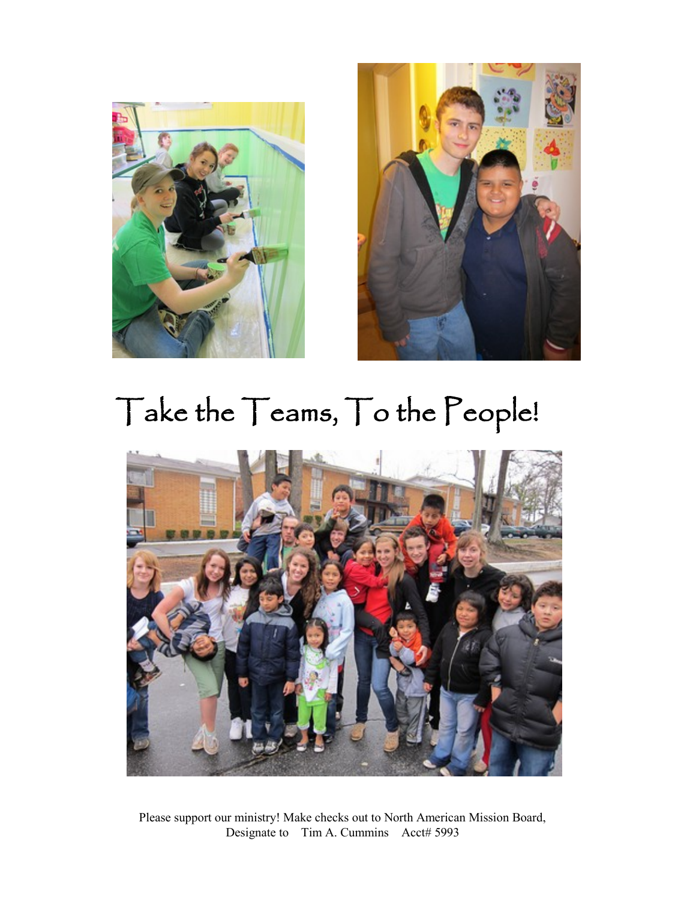# Take the Teams, To the People!

Please support our ministry! Make checks out to North American Mission Board, Designate to Tim A. Cummins Acct# 5993